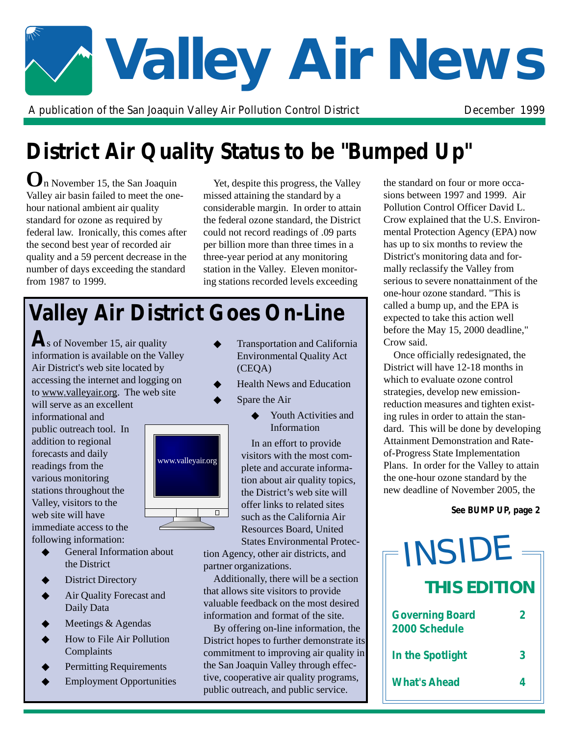# Valley Air News

A publication of the San Joaquin Valley Air Pollution Control District

December 1999

## District Air Quality Status to be "Bumped Up"

On November 15, the San Joaquin Valley air basin failed to meet the one-hour national ambient air quality standard for ozone as required by federal law. Ironically, this comes after the second best year of recorded air quality and a 59 percent decrease in the number of days exceeding the standard from 1987 to 1999.

Yet, despite this progress, the Valley missed attaining the standard by a considerable margin. In order to attain the federal ozone standard, the District could not record readings of .09 parts per billion more than three times in a three-year period at any monitoring station in the Valley. Eleven monitoring stations recorded levels exceeding the standard on four or more occasions between 1997 and 1999. Air Pollution Control Officer David L. Crow explained that the U.S. Environmental Protection Agency (EPA) now has up to six months to review the District's monitoring data and formally reclassify the Valley from serious to severe nonattainment of the one-hour ozone standard. "This is called a bump up, and the EPA is expected to take this action well before the May 15, 2000 deadline," Crow said.

Once officially redesignated, the District will have 12-18 months in which to evaluate ozone control strategies, develop new emission-reduction measures and tighten existing rules in order to attain the standard. This will be done by developing Attainment Demonstration and Rate-of-Progress State Implementation Plans. In order for the Valley to attain the one-hour ozone standard by the new deadline of November 2005, the

**See BUMP UP, page 2**

## Valley Air District Goes On-Line

As of November 15, air quality information is available on the Valley Air District's web site located by accessing the internet and logging on to www.valleyair.org. The web site will serve as an excellent informational and public outreach tool. In addition to regional forecasts and daily readings from the various monitoring stations throughout the Valley, visitors to the web site will have immediate access to the following information:

- General Information about the District
- District Directory
- Air Quality Forecast and Daily Data
- Meetings & Agendas
- How to File Air Pollution Complaints
- Permitting Requirements
- Employment Opportunities
- Transportation and California Environmental Quality Act (CEQA)
- Health News and Education
- Spare the Air
  - Youth Activities and Information

In an effort to provide visitors with the most complete and accurate information about air quality topics, the District's web site will offer links to related sites such as the California Air Resources Board, United States Environmental Protection Agency, other air districts, and partner organizations.

Additionally, there will be a section that allows site visitors to provide valuable feedback on the most desired information and format of the site.

By offering on-line information, the District hopes to further demonstrate its commitment to improving air quality in the San Joaquin Valley through effective, cooperative air quality programs, public outreach, and public service.

## INSIDE THIS EDITION

| | |
|---|---|
| Governing Board 2000 Schedule | 2 |
| In the Spotlight | 3 |
| What's Ahead | 4 |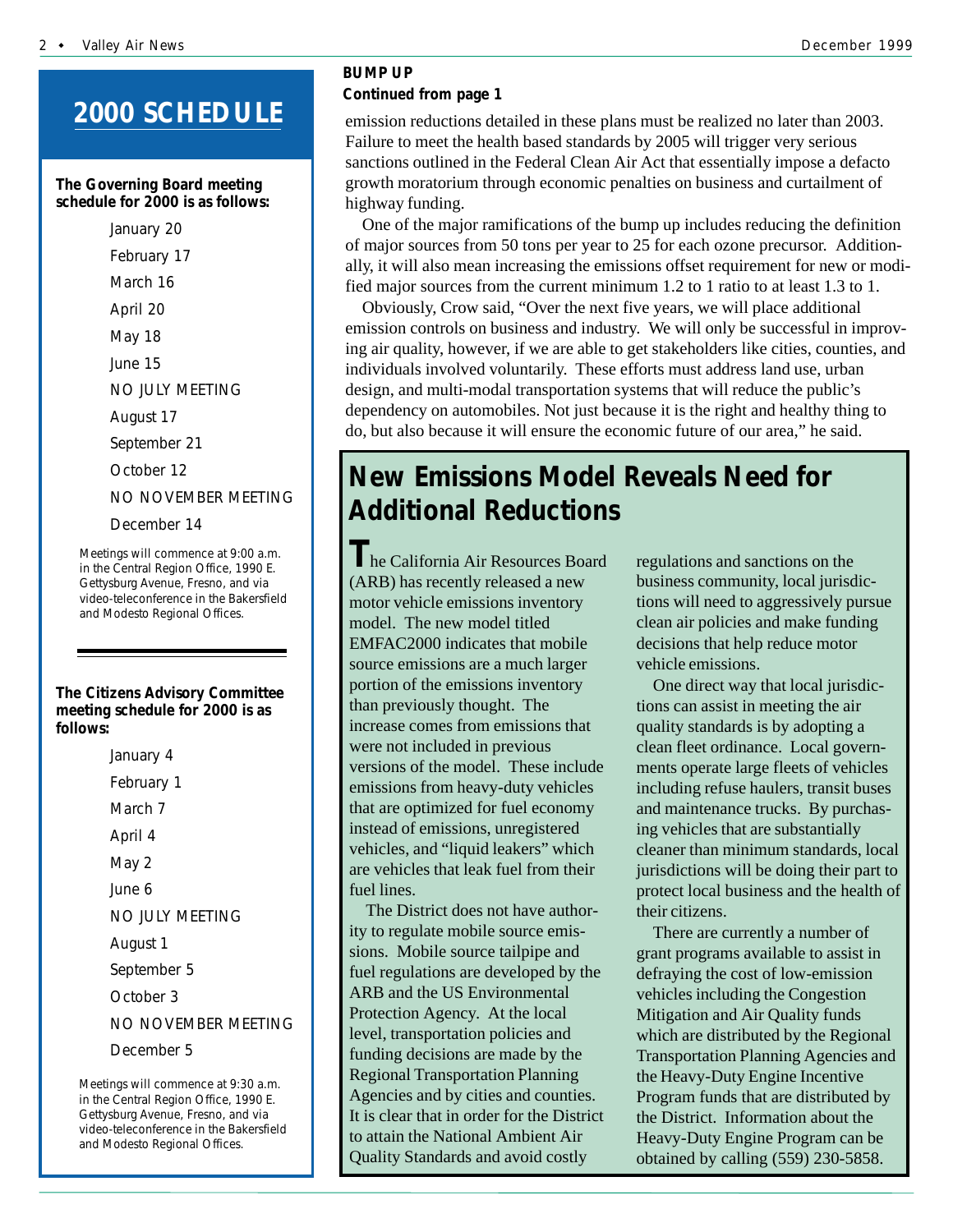## 2000 SCHEDULE

**The Governing Board meeting schedule for 2000 is as follows:**

- January 20
- February 17
- March 16
- April 20
- May 18
- June 15
- NO JULY MEETING
- August 17
- September 21
- October 12
- NO NOVEMBER MEETING
- December 14

Meetings will commence at 9:00 a.m. in the Central Region Office, 1990 E. Gettysburg Avenue, Fresno, and via video-teleconference in the Bakersfield and Modesto Regional Offices.

**The Citizens Advisory Committee meeting schedule for 2000 is as follows:**

- January 4
- February 1
- March 7
- April 4
- May 2
- June 6
- NO JULY MEETING
- August 1
- September 5
- October 3
- NO NOVEMBER MEETING
- December 5

Meetings will commence at 9:30 a.m. in the Central Region Office, 1990 E. Gettysburg Avenue, Fresno, and via video-teleconference in the Bakersfield and Modesto Regional Offices.

**BUMP UP**
**Continued from page 1**

emission reductions detailed in these plans must be realized no later than 2003. Failure to meet the health based standards by 2005 will trigger very serious sanctions outlined in the Federal Clean Air Act that essentially impose a defacto growth moratorium through economic penalties on business and curtailment of highway funding.

One of the major ramifications of the bump up includes reducing the definition of major sources from 50 tons per year to 25 for each ozone precursor. Additionally, it will also mean increasing the emissions offset requirement for new or modified major sources from the current minimum 1.2 to 1 ratio to at least 1.3 to 1.

Obviously, Crow said, "Over the next five years, we will place additional emission controls on business and industry. We will only be successful in improving air quality, however, if we are able to get stakeholders like cities, counties, and individuals involved voluntarily. These efforts must address land use, urban design, and multi-modal transportation systems that will reduce the public's dependency on automobiles. Not just because it is the right and healthy thing to do, but also because it will ensure the economic future of our area," he said.

## New Emissions Model Reveals Need for Additional Reductions

The California Air Resources Board (ARB) has recently released a new motor vehicle emissions inventory model. The new model titled EMFAC2000 indicates that mobile source emissions are a much larger portion of the emissions inventory than previously thought. The increase comes from emissions that were not included in previous versions of the model. These include emissions from heavy-duty vehicles that are optimized for fuel economy instead of emissions, unregistered vehicles, and "liquid leakers" which are vehicles that leak fuel from their fuel lines.

The District does not have authority to regulate mobile source emissions. Mobile source tailpipe and fuel regulations are developed by the ARB and the US Environmental Protection Agency. At the local level, transportation policies and funding decisions are made by the Regional Transportation Planning Agencies and by cities and counties. It is clear that in order for the District to attain the National Ambient Air Quality Standards and avoid costly regulations and sanctions on the business community, local jurisdictions will need to aggressively pursue clean air policies and make funding decisions that help reduce motor vehicle emissions.

One direct way that local jurisdictions can assist in meeting the air quality standards is by adopting a clean fleet ordinance. Local governments operate large fleets of vehicles including refuse haulers, transit buses and maintenance trucks. By purchasing vehicles that are substantially cleaner than minimum standards, local jurisdictions will be doing their part to protect local business and the health of their citizens.

There are currently a number of grant programs available to assist in defraying the cost of low-emission vehicles including the Congestion Mitigation and Air Quality funds which are distributed by the Regional Transportation Planning Agencies and the Heavy-Duty Engine Incentive Program funds that are distributed by the District. Information about the Heavy-Duty Engine Program can be obtained by calling (559) 230-5858.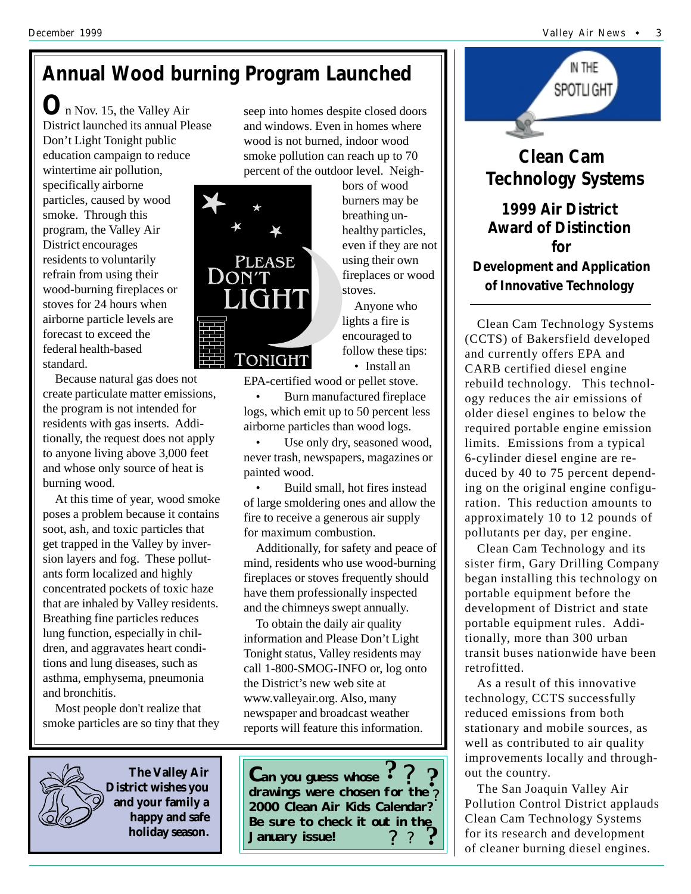# Annual Wood burning Program Launched

On Nov. 15, the Valley Air District launched its annual Please Don't Light Tonight public education campaign to reduce wintertime air pollution, specifically airborne particles, caused by wood smoke. Through this program, the Valley Air District encourages residents to voluntarily refrain from using their wood-burning fireplaces or stoves for 24 hours when airborne particle levels are forecast to exceed the federal health-based standard.

Because natural gas does not create particulate matter emissions, the program is not intended for residents with gas inserts. Additionally, the request does not apply to anyone living above 3,000 feet and whose only source of heat is burning wood.

At this time of year, wood smoke poses a problem because it contains soot, ash, and toxic particles that get trapped in the Valley by inversion layers and fog. These pollutants form localized and highly concentrated pockets of toxic haze that are inhaled by Valley residents. Breathing fine particles reduces lung function, especially in children, and aggravates heart conditions and lung diseases, such as asthma, emphysema, pneumonia and bronchitis.

Most people don't realize that smoke particles are so tiny that they seep into homes despite closed doors and windows. Even in homes where wood is not burned, indoor wood smoke pollution can reach up to 70 percent of the outdoor level. Neighbors of wood burners may be breathing unhealthy particles, even if they are not using their own fireplaces or wood stoves.

PLEASE DON'T LIGHT TONIGHT

Anyone who lights a fire is encouraged to follow these tips:

- Install an EPA-certified wood or pellet stove.
- Burn manufactured fireplace logs, which emit up to 50 percent less airborne particles than wood logs.
- Use only dry, seasoned wood, never trash, newspapers, magazines or painted wood.
- Build small, hot fires instead of large smoldering ones and allow the fire to receive a generous air supply for maximum combustion.

Additionally, for safety and peace of mind, residents who use wood-burning fireplaces or stoves frequently should have them professionally inspected and the chimneys swept annually.

To obtain the daily air quality information and Please Don't Light Tonight status, Valley residents may call 1-800-SMOG-INFO or, log onto the District's new web site at www.valleyair.org. Also, many newspaper and broadcast weather reports will feature this information.

**The Valley Air District wishes you and your family a happy and safe holiday season.**

**Can you guess whose drawings were chosen for the 2000 Clean Air Kids Calendar? Be sure to check it out in the January issue!**

IN THE SPOTLIGHT

## Clean Cam Technology Systems

### 1999 Air District Award of Distinction for Development and Application of Innovative Technology

Clean Cam Technology Systems (CCTS) of Bakersfield developed and currently offers EPA and CARB certified diesel engine rebuild technology. This technology reduces the air emissions of older diesel engines to below the required portable engine emission limits. Emissions from a typical 6-cylinder diesel engine are reduced by 40 to 75 percent depending on the original engine configuration. This reduction amounts to approximately 10 to 12 pounds of pollutants per day, per engine.

Clean Cam Technology and its sister firm, Gary Drilling Company began installing this technology on portable equipment before the development of District and state portable equipment rules. Additionally, more than 300 urban transit buses nationwide have been retrofitted.

As a result of this innovative technology, CCTS successfully reduced emissions from both stationary and mobile sources, as well as contributed to air quality improvements locally and throughout the country.

The San Joaquin Valley Air Pollution Control District applauds Clean Cam Technology Systems for its research and development of cleaner burning diesel engines.